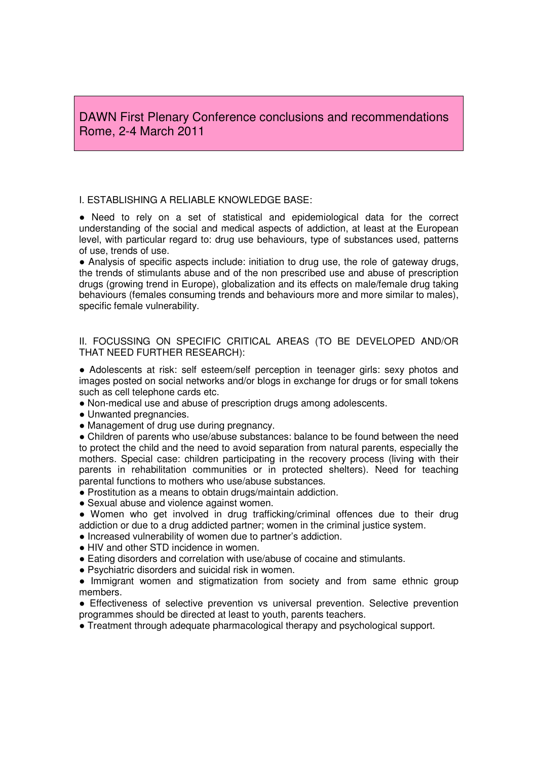# DAWN First Plenary Conference conclusions and recommendations
Rome, 2-4 March 2011

## I. ESTABLISHING A RELIABLE KNOWLEDGE BASE:

● Need to rely on a set of statistical and epidemiological data for the correct understanding of the social and medical aspects of addiction, at least at the European level, with particular regard to: drug use behaviours, type of substances used, patterns of use, trends of use.

● Analysis of specific aspects include: initiation to drug use, the role of gateway drugs, the trends of stimulants abuse and of the non prescribed use and abuse of prescription drugs (growing trend in Europe), globalization and its effects on male/female drug taking behaviours (females consuming trends and behaviours more and more similar to males), specific female vulnerability.

## II. FOCUSSING ON SPECIFIC CRITICAL AREAS (TO BE DEVELOPED AND/OR THAT NEED FURTHER RESEARCH):

● Adolescents at risk: self esteem/self perception in teenager girls: sexy photos and images posted on social networks and/or blogs in exchange for drugs or for small tokens such as cell telephone cards etc.

● Non-medical use and abuse of prescription drugs among adolescents.

● Unwanted pregnancies.

● Management of drug use during pregnancy.

● Children of parents who use/abuse substances: balance to be found between the need to protect the child and the need to avoid separation from natural parents, especially the mothers. Special case: children participating in the recovery process (living with their parents in rehabilitation communities or in protected shelters). Need for teaching parental functions to mothers who use/abuse substances.

● Prostitution as a means to obtain drugs/maintain addiction.

● Sexual abuse and violence against women.

● Women who get involved in drug trafficking/criminal offences due to their drug addiction or due to a drug addicted partner; women in the criminal justice system.

● Increased vulnerability of women due to partner's addiction.

● HIV and other STD incidence in women.

● Eating disorders and correlation with use/abuse of cocaine and stimulants.

● Psychiatric disorders and suicidal risk in women.

● Immigrant women and stigmatization from society and from same ethnic group members.

● Effectiveness of selective prevention vs universal prevention. Selective prevention programmes should be directed at least to youth, parents teachers.

● Treatment through adequate pharmacological therapy and psychological support.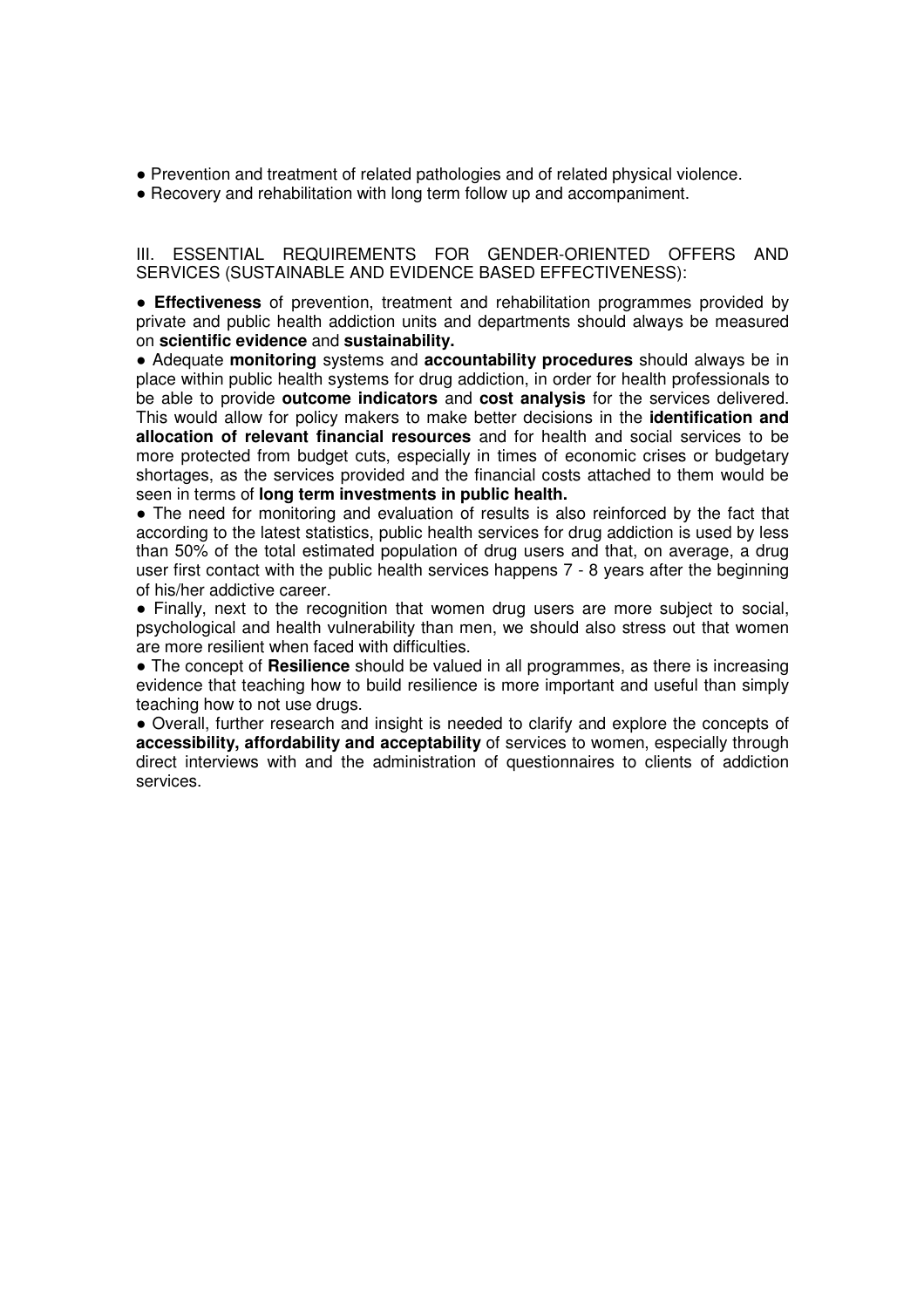- Prevention and treatment of related pathologies and of related physical violence.
- Recovery and rehabilitation with long term follow up and accompaniment.

## III. ESSENTIAL REQUIREMENTS FOR GENDER-ORIENTED OFFERS AND SERVICES (SUSTAINABLE AND EVIDENCE BASED EFFECTIVENESS):

- **Effectiveness** of prevention, treatment and rehabilitation programmes provided by private and public health addiction units and departments should always be measured on **scientific evidence** and **sustainability.**
- Adequate **monitoring** systems and **accountability procedures** should always be in place within public health systems for drug addiction, in order for health professionals to be able to provide **outcome indicators** and **cost analysis** for the services delivered. This would allow for policy makers to make better decisions in the **identification and allocation of relevant financial resources** and for health and social services to be more protected from budget cuts, especially in times of economic crises or budgetary shortages, as the services provided and the financial costs attached to them would be seen in terms of **long term investments in public health.**
- The need for monitoring and evaluation of results is also reinforced by the fact that according to the latest statistics, public health services for drug addiction is used by less than 50% of the total estimated population of drug users and that, on average, a drug user first contact with the public health services happens 7 - 8 years after the beginning of his/her addictive career.
- Finally, next to the recognition that women drug users are more subject to social, psychological and health vulnerability than men, we should also stress out that women are more resilient when faced with difficulties.
- The concept of **Resilience** should be valued in all programmes, as there is increasing evidence that teaching how to build resilience is more important and useful than simply teaching how to not use drugs.
- Overall, further research and insight is needed to clarify and explore the concepts of **accessibility, affordability and acceptability** of services to women, especially through direct interviews with and the administration of questionnaires to clients of addiction services.